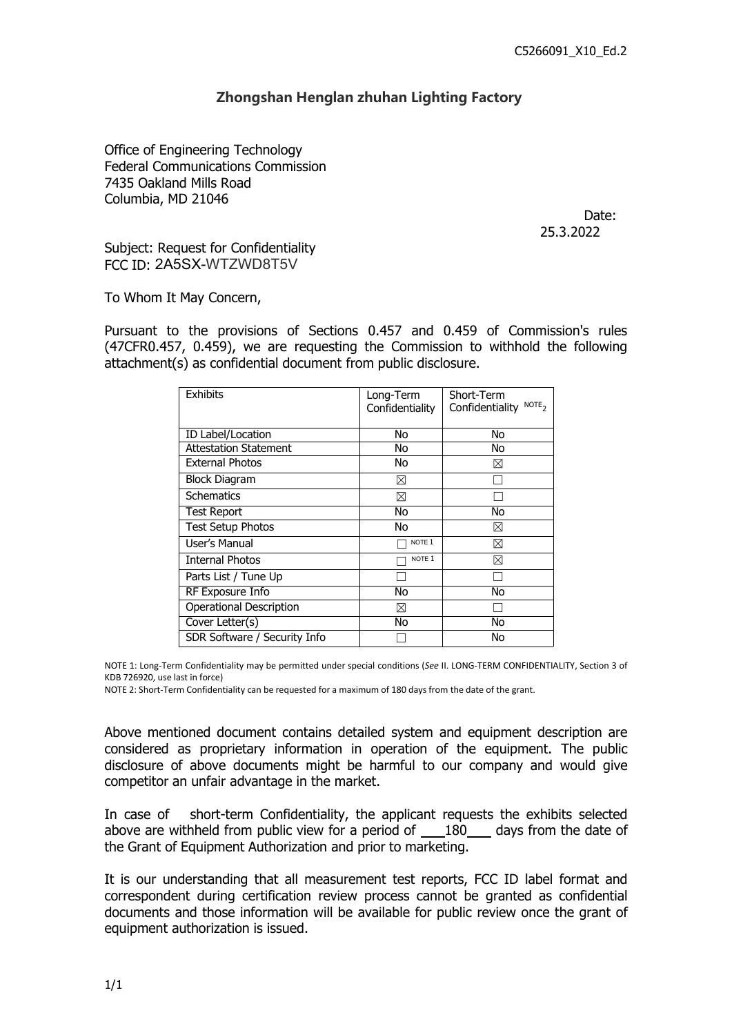C5266091_X10_Ed.2

# Zhongshan Henglan zhuhan Lighting Factory

Office of Engineering Technology
Federal Communications Commission
7435 Oakland Mills Road
Columbia, MD 21046

Date: 25.3.2022

Subject: Request for Confidentiality
FCC ID: 2A5SX-WTZWD8T5V

To Whom It May Concern,

Pursuant to the provisions of Sections 0.457 and 0.459 of Commission's rules (47CFR0.457, 0.459), we are requesting the Commission to withhold the following attachment(s) as confidential document from public disclosure.

| Exhibits | Long-Term Confidentiality | Short-Term Confidentiality NOTE 2 |
|---|---|---|
| ID Label/Location | No | No |
| Attestation Statement | No | No |
| External Photos | No | ☒ |
| Block Diagram | ☒ | ☐ |
| Schematics | ☒ | ☐ |
| Test Report | No | No |
| Test Setup Photos | No | ☒ |
| User's Manual | ☐ NOTE 1 | ☒ |
| Internal Photos | ☐ NOTE 1 | ☒ |
| Parts List / Tune Up | ☐ | ☐ |
| RF Exposure Info | No | No |
| Operational Description | ☒ | ☐ |
| Cover Letter(s) | No | No |
| SDR Software / Security Info | ☐ | No |

NOTE 1: Long-Term Confidentiality may be permitted under special conditions (*See* II. LONG-TERM CONFIDENTIALITY, Section 3 of KDB 726920, use last in force)

NOTE 2: Short-Term Confidentiality can be requested for a maximum of 180 days from the date of the grant.

Above mentioned document contains detailed system and equipment description are considered as proprietary information in operation of the equipment. The public disclosure of above documents might be harmful to our company and would give competitor an unfair advantage in the market.

In case of short-term Confidentiality, the applicant requests the exhibits selected above are withheld from public view for a period of 180 days from the date of the Grant of Equipment Authorization and prior to marketing.

It is our understanding that all measurement test reports, FCC ID label format and correspondent during certification review process cannot be granted as confidential documents and those information will be available for public review once the grant of equipment authorization is issued.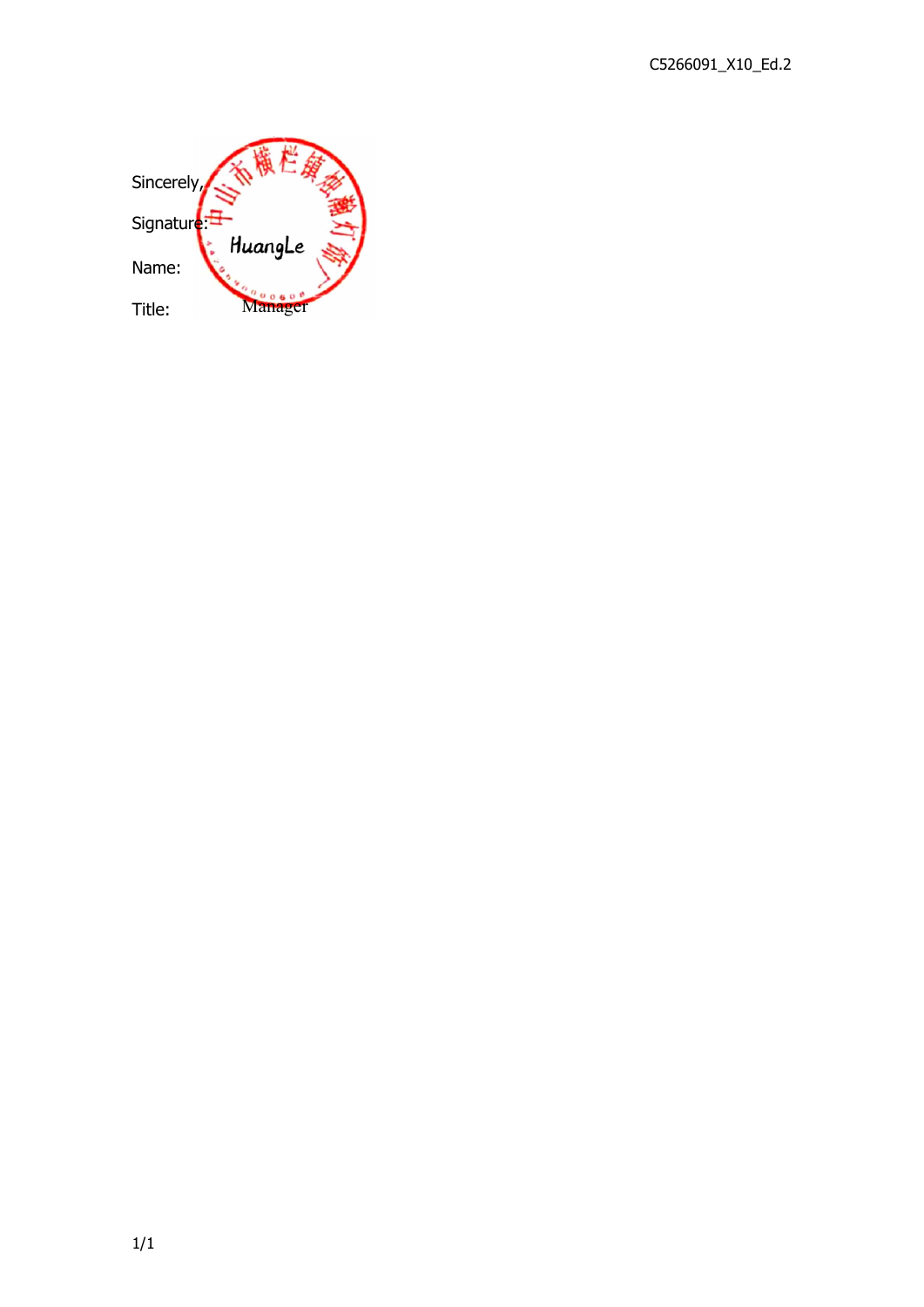Sincerely,

Signature: HuangLe

Name:

Title: Manager